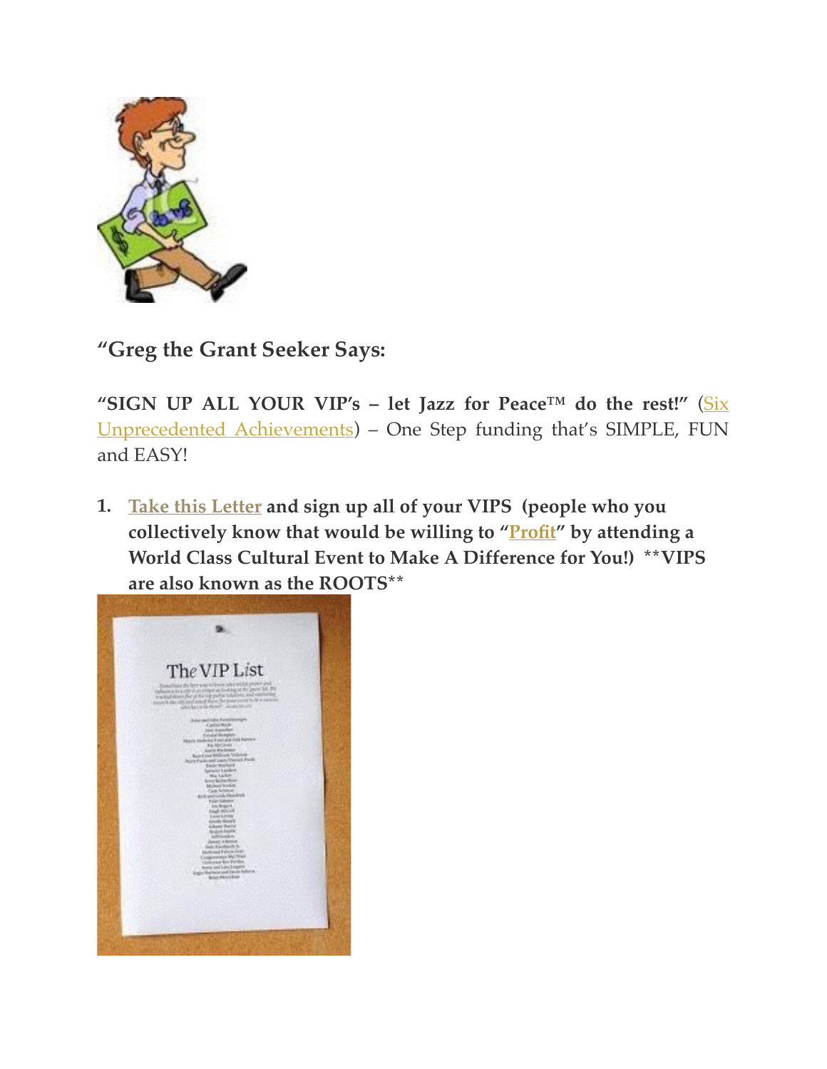**"Greg the Grant Seeker Says:**

**"SIGN UP ALL YOUR VIP's – let Jazz for Peace™ do the rest!"** (Six Unprecedented Achievements) – One Step funding that's SIMPLE, FUN and EASY!

1. **Take this Letter and sign up all of your VIPS (people who you collectively know that would be willing to "Profit" by attending a World Class Cultural Event to Make A Difference for You!) \*\*VIPS are also known as the ROOTS\*\***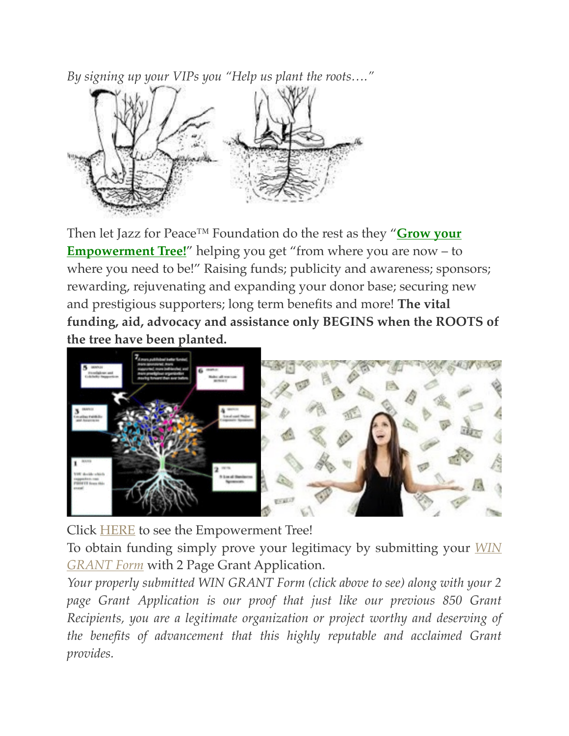*By signing up your VIPs you "Help us plant the roots…."*

Then let Jazz for Peace™ Foundation do the rest as they "**Grow your Empowerment Tree!**" helping you get "from where you are now – to where you need to be!" Raising funds; publicity and awareness; sponsors; rewarding, rejuvenating and expanding your donor base; securing new and prestigious supporters; long term benefits and more! **The vital funding, aid, advocacy and assistance only BEGINS when the ROOTS of the tree have been planted.**

Click HERE to see the Empowerment Tree!

To obtain funding simply prove your legitimacy by submitting your *WIN GRANT Form* with 2 Page Grant Application.

*Your properly submitted WIN GRANT Form (click above to see) along with your 2 page Grant Application is our proof that just like our previous 850 Grant Recipients, you are a legitimate organization or project worthy and deserving of the benefits of advancement that this highly reputable and acclaimed Grant provides.*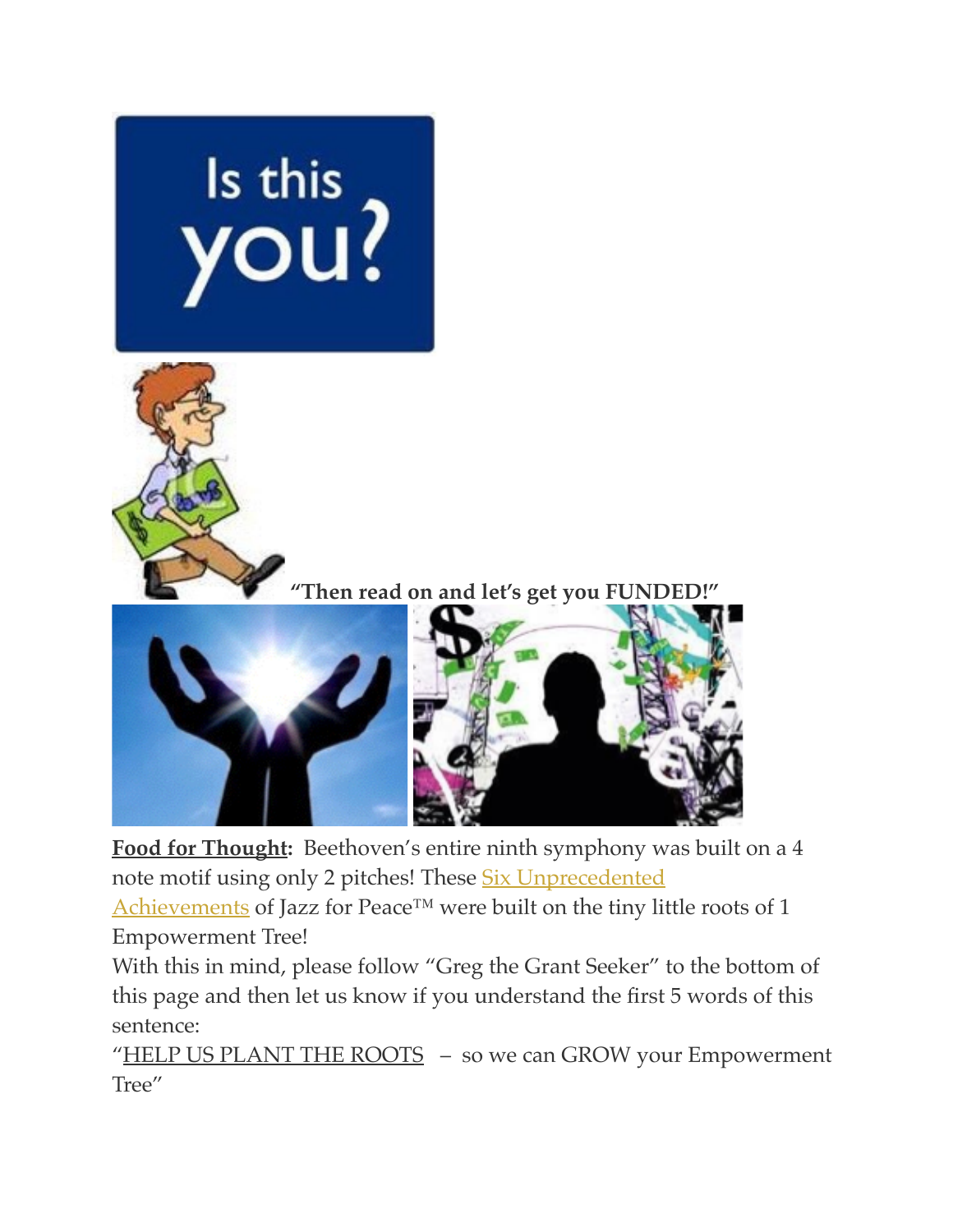**"Then read on and let's get you FUNDED!"**

**Food for Thought:** Beethoven's entire ninth symphony was built on a 4 note motif using only 2 pitches! These Six Unprecedented Achievements of Jazz for Peace™ were built on the tiny little roots of 1 Empowerment Tree!

With this in mind, please follow "Greg the Grant Seeker" to the bottom of this page and then let us know if you understand the first 5 words of this sentence:

"HELP US PLANT THE ROOTS – so we can GROW your Empowerment Tree"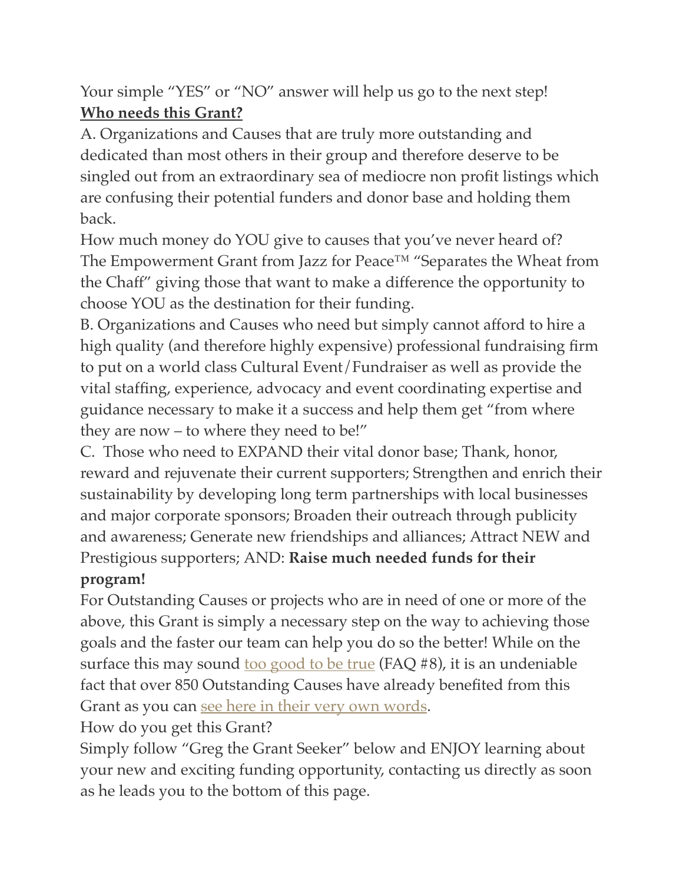Your simple "YES" or "NO" answer will help us go to the next step!

**Who needs this Grant?**

A. Organizations and Causes that are truly more outstanding and dedicated than most others in their group and therefore deserve to be singled out from an extraordinary sea of mediocre non profit listings which are confusing their potential funders and donor base and holding them back.

How much money do YOU give to causes that you've never heard of? The Empowerment Grant from Jazz for Peace™ "Separates the Wheat from the Chaff" giving those that want to make a difference the opportunity to choose YOU as the destination for their funding.

B. Organizations and Causes who need but simply cannot afford to hire a high quality (and therefore highly expensive) professional fundraising firm to put on a world class Cultural Event/Fundraiser as well as provide the vital staffing, experience, advocacy and event coordinating expertise and guidance necessary to make it a success and help them get "from where they are now – to where they need to be!"

C. Those who need to EXPAND their vital donor base; Thank, honor, reward and rejuvenate their current supporters; Strengthen and enrich their sustainability by developing long term partnerships with local businesses and major corporate sponsors; Broaden their outreach through publicity and awareness; Generate new friendships and alliances; Attract NEW and Prestigious supporters; AND: **Raise much needed funds for their program!**

For Outstanding Causes or projects who are in need of one or more of the above, this Grant is simply a necessary step on the way to achieving those goals and the faster our team can help you do so the better! While on the surface this may sound too good to be true (FAQ #8), it is an undeniable fact that over 850 Outstanding Causes have already benefited from this Grant as you can see here in their very own words.

How do you get this Grant?

Simply follow "Greg the Grant Seeker" below and ENJOY learning about your new and exciting funding opportunity, contacting us directly as soon as he leads you to the bottom of this page.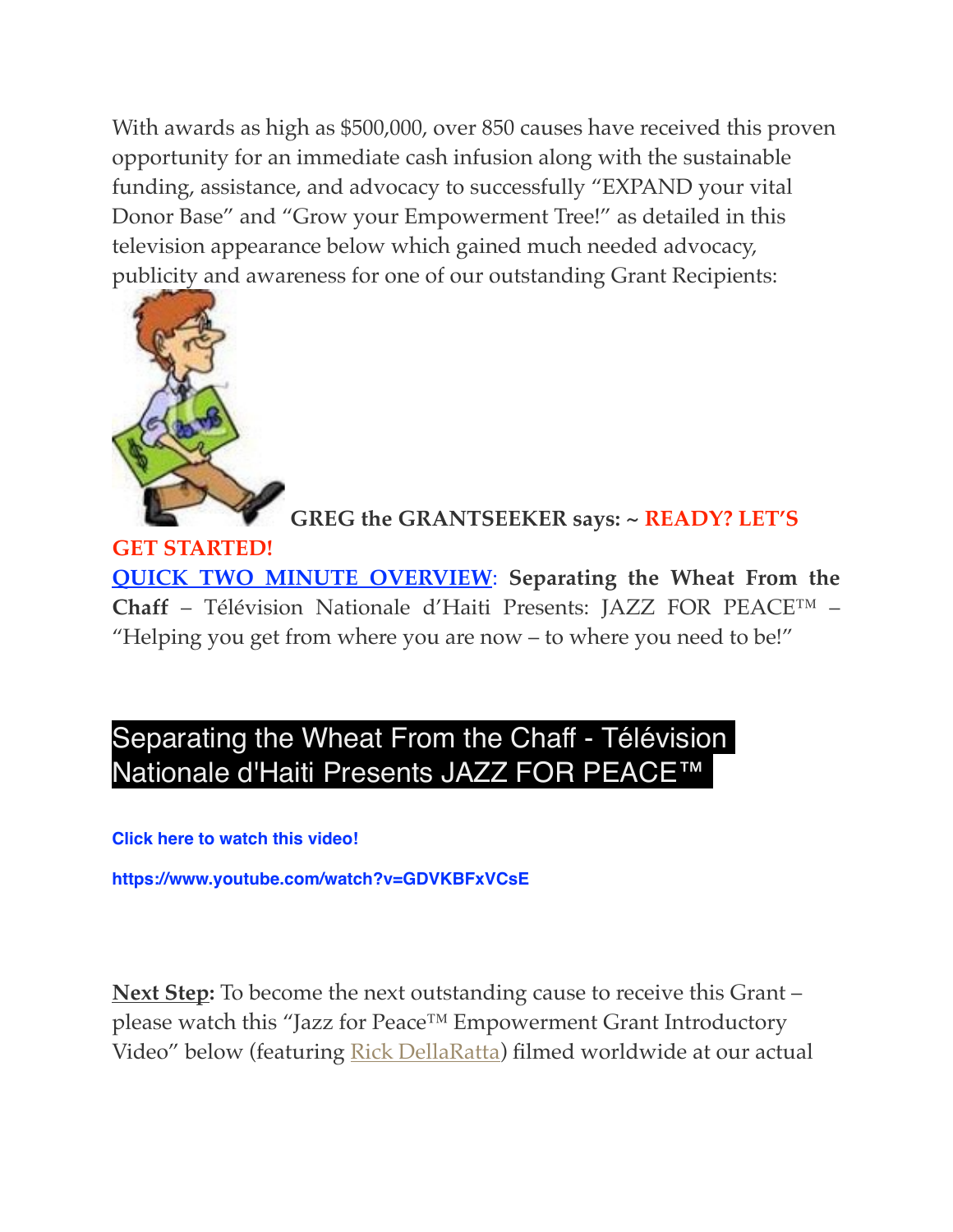With awards as high as $500,000, over 850 causes have received this proven opportunity for an immediate cash infusion along with the sustainable funding, assistance, and advocacy to successfully "EXPAND your vital Donor Base" and "Grow your Empowerment Tree!" as detailed in this television appearance below which gained much needed advocacy, publicity and awareness for one of our outstanding Grant Recipients:

**GREG the GRANTSEEKER says: ~ READY? LET'S GET STARTED!**

**QUICK TWO MINUTE OVERVIEW**: **Separating the Wheat From the Chaff** – Télévision Nationale d'Haiti Presents: JAZZ FOR PEACE™ – "Helping you get from where you are now – to where you need to be!"

## Separating the Wheat From the Chaff - Télévision Nationale d'Haiti Presents JAZZ FOR PEACE™

**Click here to watch this video!**

**https://www.youtube.com/watch?v=GDVKBFxVCsE**

**Next Step:** To become the next outstanding cause to receive this Grant – please watch this "Jazz for Peace™ Empowerment Grant Introductory Video" below (featuring Rick DellaRatta) filmed worldwide at our actual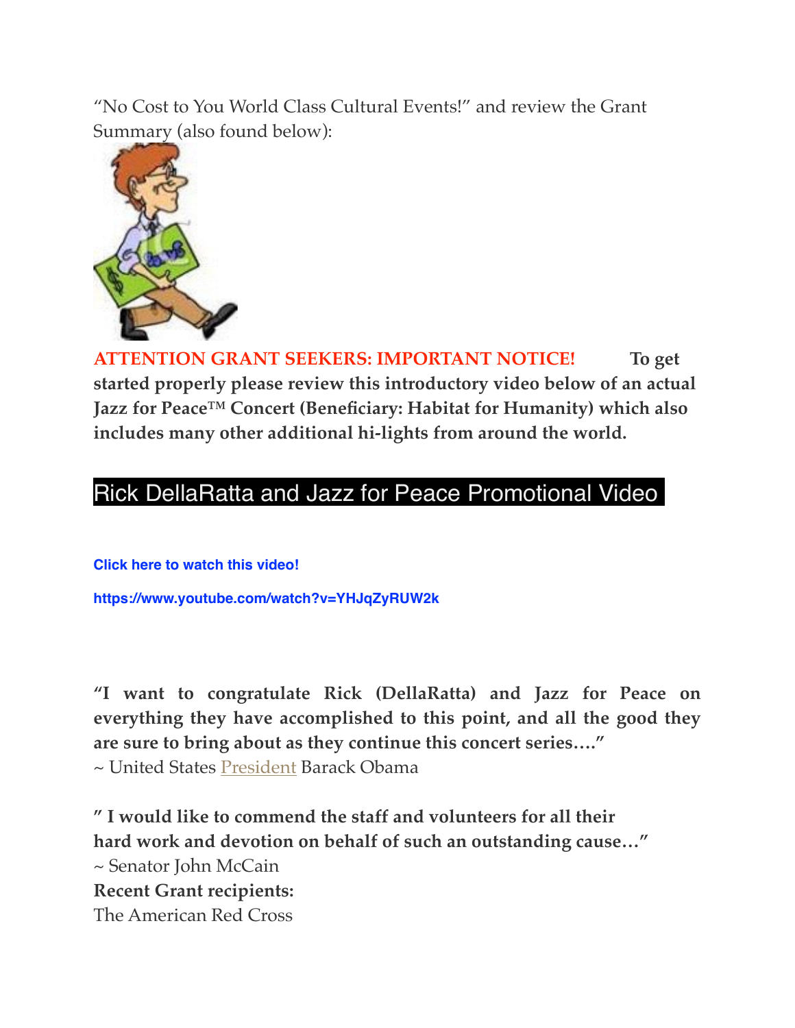"No Cost to You World Class Cultural Events!" and review the Grant Summary (also found below):

**ATTENTION GRANT SEEKERS: IMPORTANT NOTICE!** **To get started properly please review this introductory video below of an actual Jazz for Peace™ Concert (Beneficiary: Habitat for Humanity) which also includes many other additional hi-lights from around the world.**

## Rick DellaRatta and Jazz for Peace Promotional Video

**Click here to watch this video!**

**https://www.youtube.com/watch?v=YHJqZyRUW2k**

**"I want to congratulate Rick (DellaRatta) and Jazz for Peace on everything they have accomplished to this point, and all the good they are sure to bring about as they continue this concert series…."**
~ United States President Barack Obama

**" I would like to commend the staff and volunteers for all their hard work and devotion on behalf of such an outstanding cause…"**
~ Senator John McCain

**Recent Grant recipients:**
The American Red Cross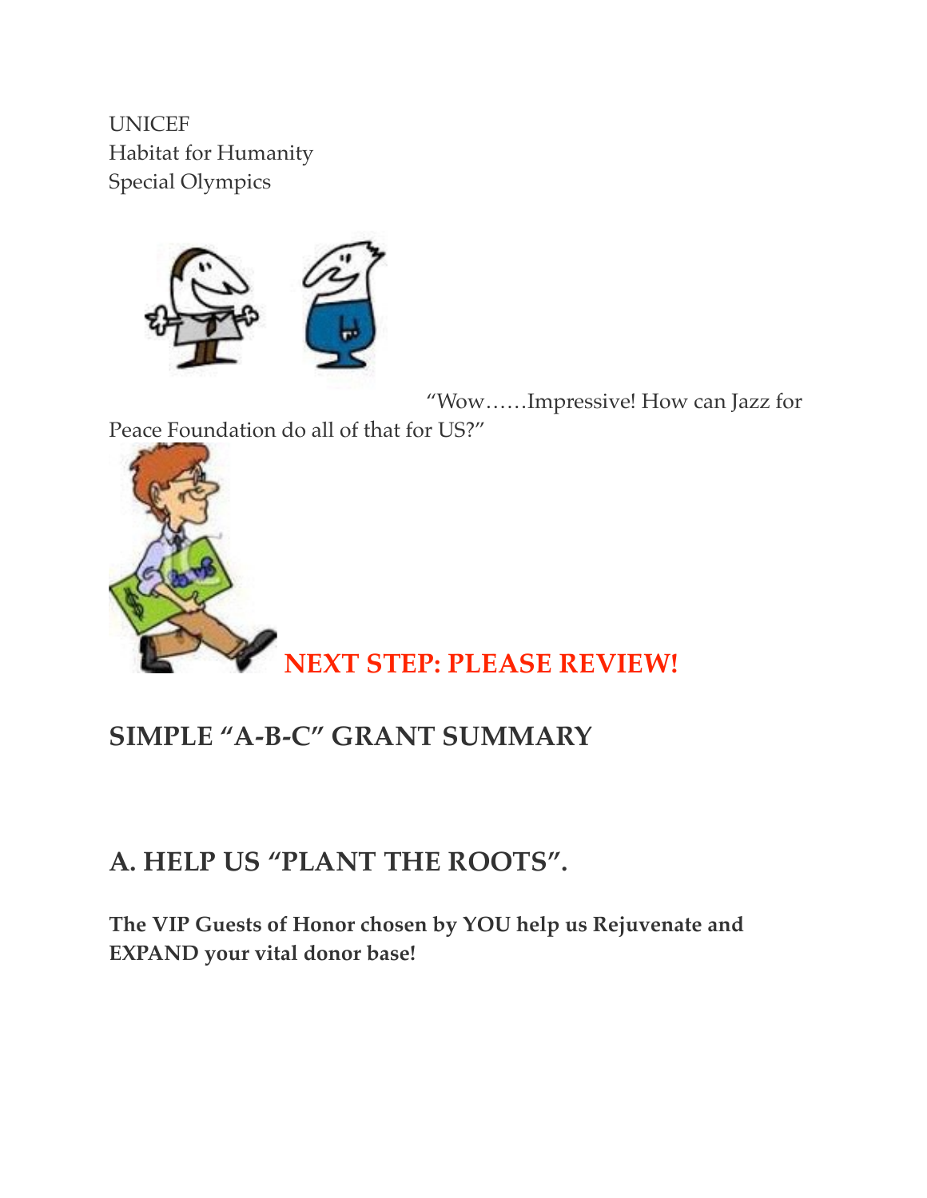UNICEF
Habitat for Humanity
Special Olympics

"Wow……Impressive! How can Jazz for Peace Foundation do all of that for US?"

**NEXT STEP: PLEASE REVIEW!**

## SIMPLE "A-B-C" GRANT SUMMARY

## A. HELP US "PLANT THE ROOTS".

**The VIP Guests of Honor chosen by YOU help us Rejuvenate and EXPAND your vital donor base!**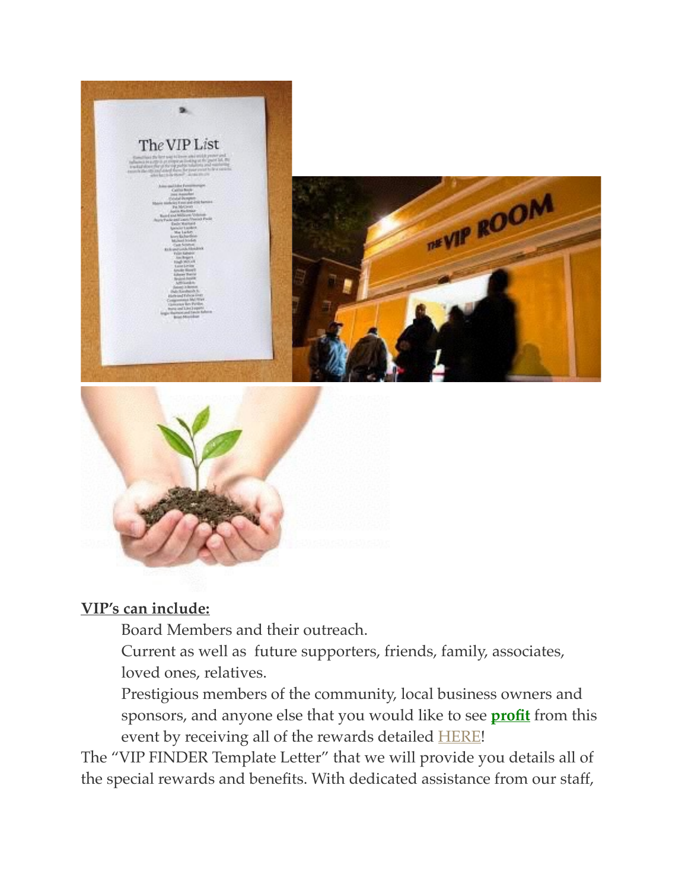**VIP's can include:**

Board Members and their outreach.

Current as well as future supporters, friends, family, associates, loved ones, relatives.

Prestigious members of the community, local business owners and sponsors, and anyone else that you would like to see **profit** from this event by receiving all of the rewards detailed HERE!

The "VIP FINDER Template Letter" that we will provide you details all of the special rewards and benefits. With dedicated assistance from our staff,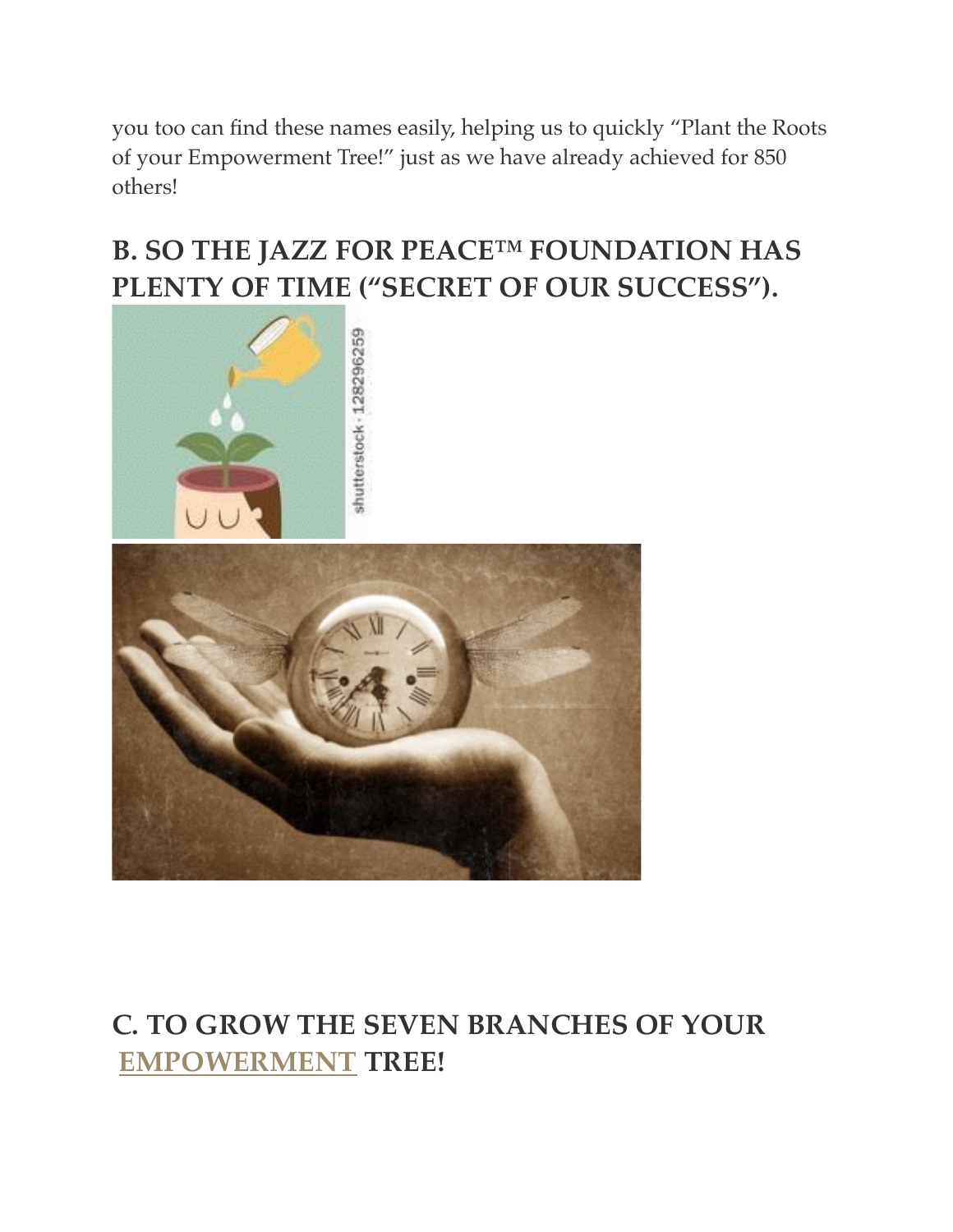you too can find these names easily, helping us to quickly "Plant the Roots of your Empowerment Tree!" just as we have already achieved for 850 others!

## B. SO THE JAZZ FOR PEACE™ FOUNDATION HAS PLENTY OF TIME ("SECRET OF OUR SUCCESS").

## C. TO GROW THE SEVEN BRANCHES OF YOUR EMPOWERMENT TREE!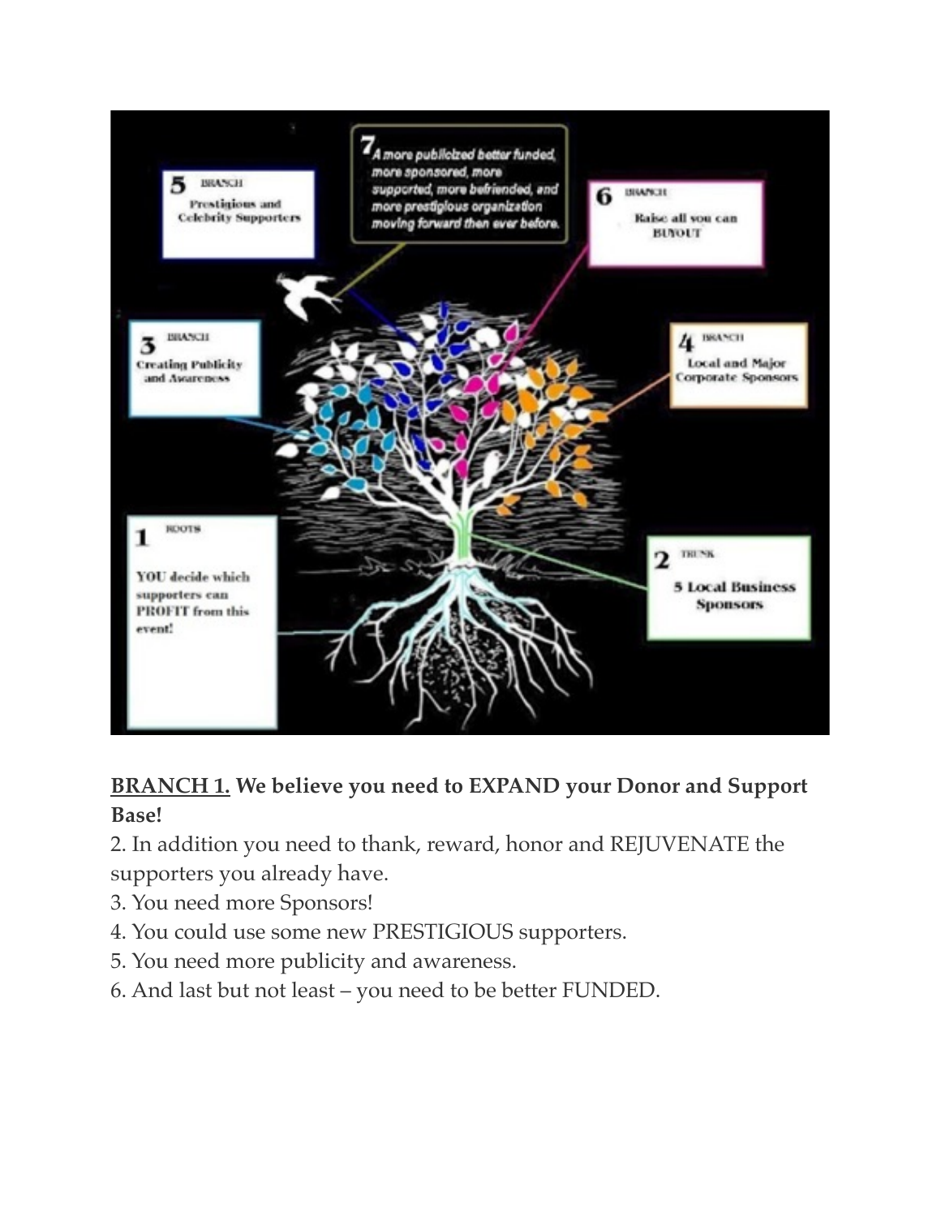5 BRANCH
Prestigious and Celebrity Supporters

7 A more publicized better funded, more sponsored, more supported, more befriended, and more prestigious organization moving forward then ever before.

6 BRANCH
Raise all you can BUYOUT

3 BRANCH
Creating Publicity and Awareness

4 BRANCH
Local and Major Corporate Sponsors

1 ROOTS
YOU decide which supporters can PROFIT from this event!

2 TRUNK
5 Local Business Sponsors

**<u>BRANCH 1.</u> We believe you need to EXPAND your Donor and Support Base!**

2. In addition you need to thank, reward, honor and REJUVENATE the supporters you already have.
3. You need more Sponsors!
4. You could use some new PRESTIGIOUS supporters.
5. You need more publicity and awareness.
6. And last but not least – you need to be better FUNDED.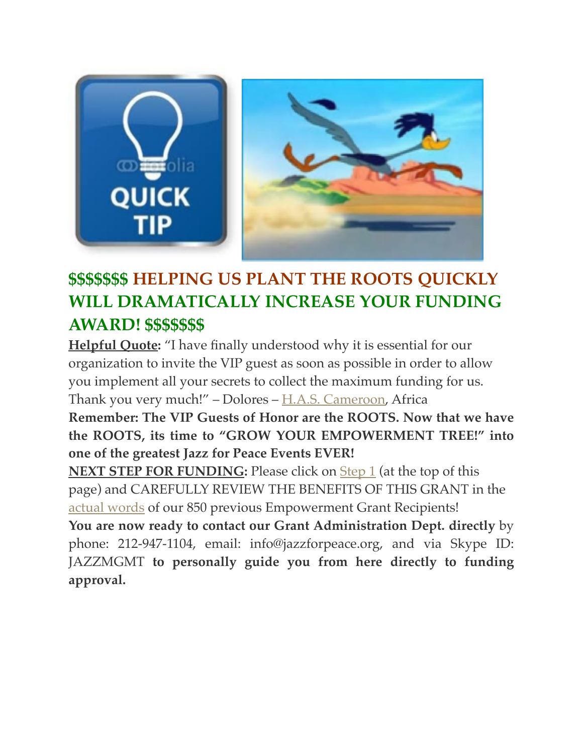## $$$$$$$ HELPING US PLANT THE ROOTS QUICKLY WILL DRAMATICALLY INCREASE YOUR FUNDING AWARD! $$$$$$$

**Helpful Quote:** "I have finally understood why it is essential for our organization to invite the VIP guest as soon as possible in order to allow you implement all your secrets to collect the maximum funding for us. Thank you very much!" – Dolores – H.A.S. Cameroon, Africa

**Remember: The VIP Guests of Honor are the ROOTS. Now that we have the ROOTS, its time to "GROW YOUR EMPOWERMENT TREE!" into one of the greatest Jazz for Peace Events EVER!**

**NEXT STEP FOR FUNDING:** Please click on Step 1 (at the top of this page) and CAREFULLY REVIEW THE BENEFITS OF THIS GRANT in the actual words of our 850 previous Empowerment Grant Recipients!

**You are now ready to contact our Grant Administration Dept. directly** by phone: 212-947-1104, email: info@jazzforpeace.org, and via Skype ID: JAZZMGMT **to personally guide you from here directly to funding approval.**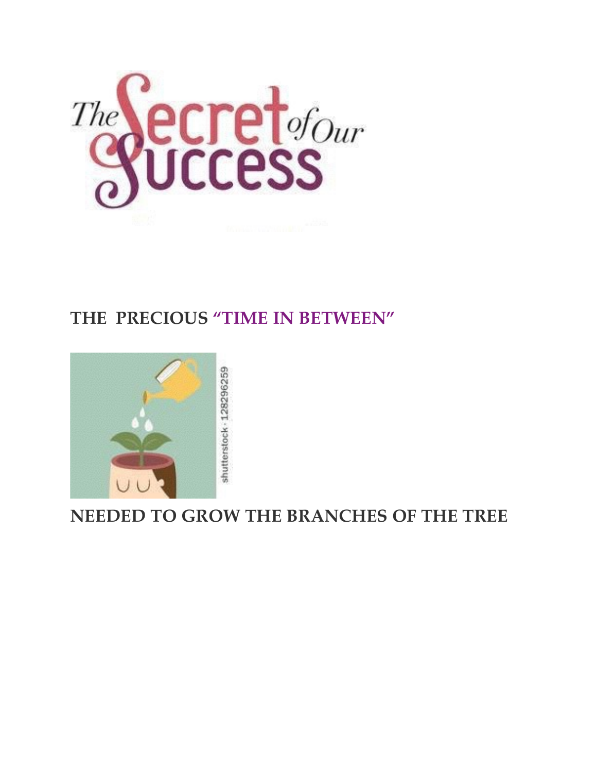The Secret of Our Success

**THE PRECIOUS "TIME IN BETWEEN"**

**NEEDED TO GROW THE BRANCHES OF THE TREE**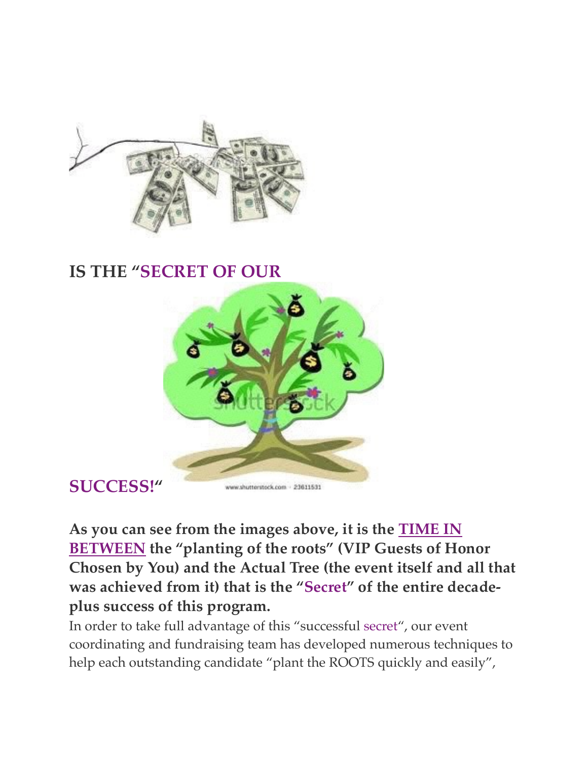**IS THE "SECRET OF OUR SUCCESS!"**

**As you can see from the images above, it is the TIME IN BETWEEN the "planting of the roots" (VIP Guests of Honor Chosen by You) and the Actual Tree (the event itself and all that was achieved from it) that is the "Secret" of the entire decade-plus success of this program.**

In order to take full advantage of this "successful secret", our event coordinating and fundraising team has developed numerous techniques to help each outstanding candidate "plant the ROOTS quickly and easily",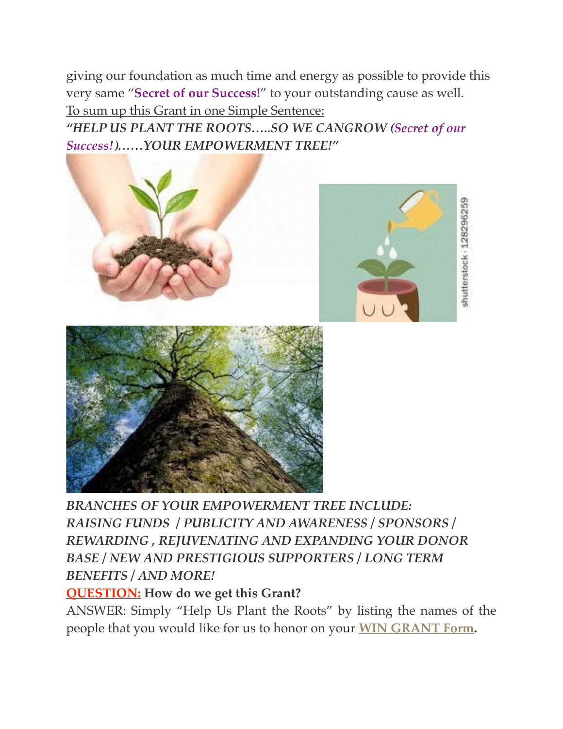giving our foundation as much time and energy as possible to provide this very same "**Secret of our Success!**" to your outstanding cause as well.

To sum up this Grant in one Simple Sentence:

***"HELP US PLANT THE ROOTS…..SO WE CANGROW (Secret of our Success!)……YOUR EMPOWERMENT TREE!"***

***BRANCHES OF YOUR EMPOWERMENT TREE INCLUDE: RAISING FUNDS / PUBLICITY AND AWARENESS / SPONSORS / REWARDING , REJUVENATING AND EXPANDING YOUR DONOR BASE / NEW AND PRESTIGIOUS SUPPORTERS / LONG TERM BENEFITS / AND MORE!***

**QUESTION: How do we get this Grant?**

ANSWER: Simply "Help Us Plant the Roots" by listing the names of the people that you would like for us to honor on your **WIN GRANT Form.**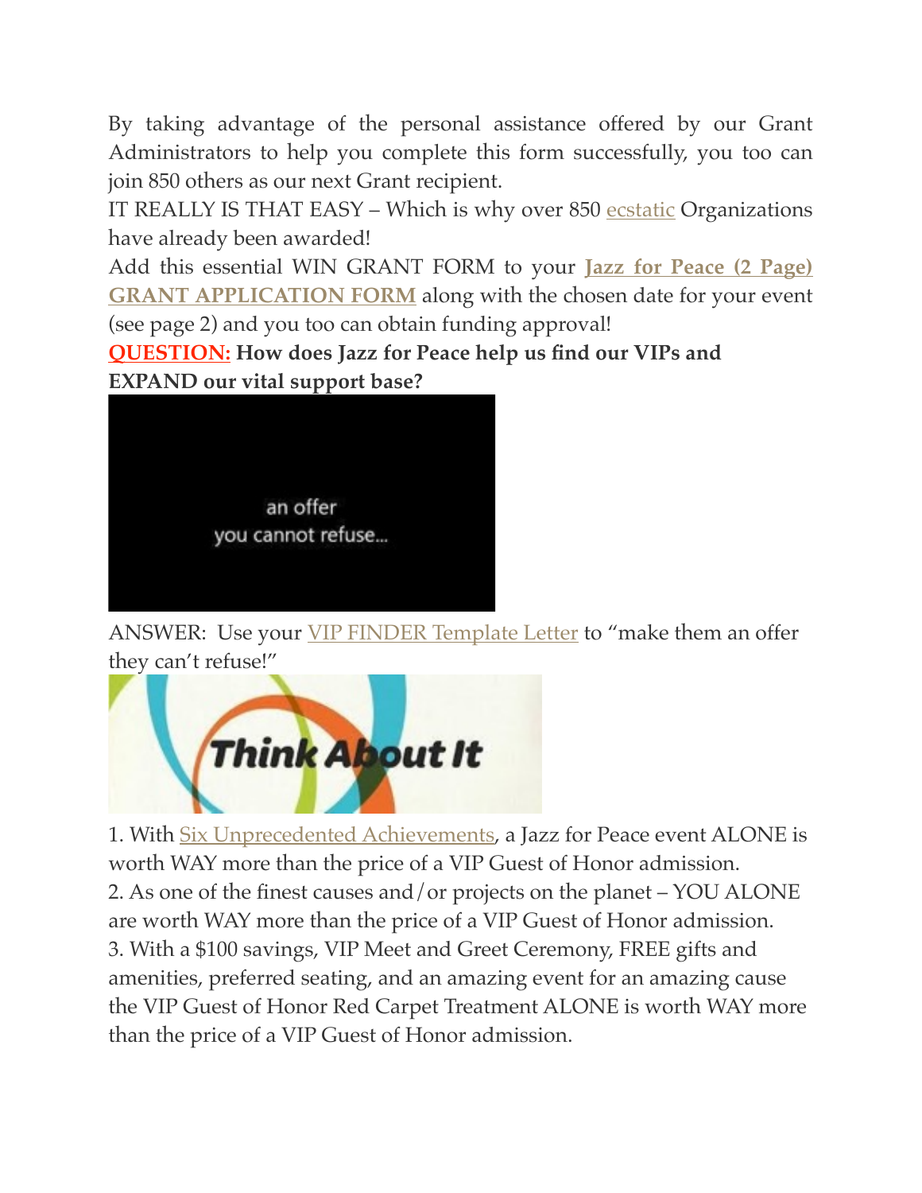By taking advantage of the personal assistance offered by our Grant Administrators to help you complete this form successfully, you too can join 850 others as our next Grant recipient.

IT REALLY IS THAT EASY – Which is why over 850 ecstatic Organizations have already been awarded!

Add this essential WIN GRANT FORM to your **Jazz for Peace (2 Page) GRANT APPLICATION FORM** along with the chosen date for your event (see page 2) and you too can obtain funding approval!

**QUESTION: How does Jazz for Peace help us find our VIPs and EXPAND our vital support base?**

an offer
you cannot refuse...

ANSWER: Use your VIP FINDER Template Letter to "make them an offer they can't refuse!"

Think About It

1. With Six Unprecedented Achievements, a Jazz for Peace event ALONE is worth WAY more than the price of a VIP Guest of Honor admission.
2. As one of the finest causes and/or projects on the planet – YOU ALONE are worth WAY more than the price of a VIP Guest of Honor admission.
3. With a $100 savings, VIP Meet and Greet Ceremony, FREE gifts and amenities, preferred seating, and an amazing event for an amazing cause the VIP Guest of Honor Red Carpet Treatment ALONE is worth WAY more than the price of a VIP Guest of Honor admission.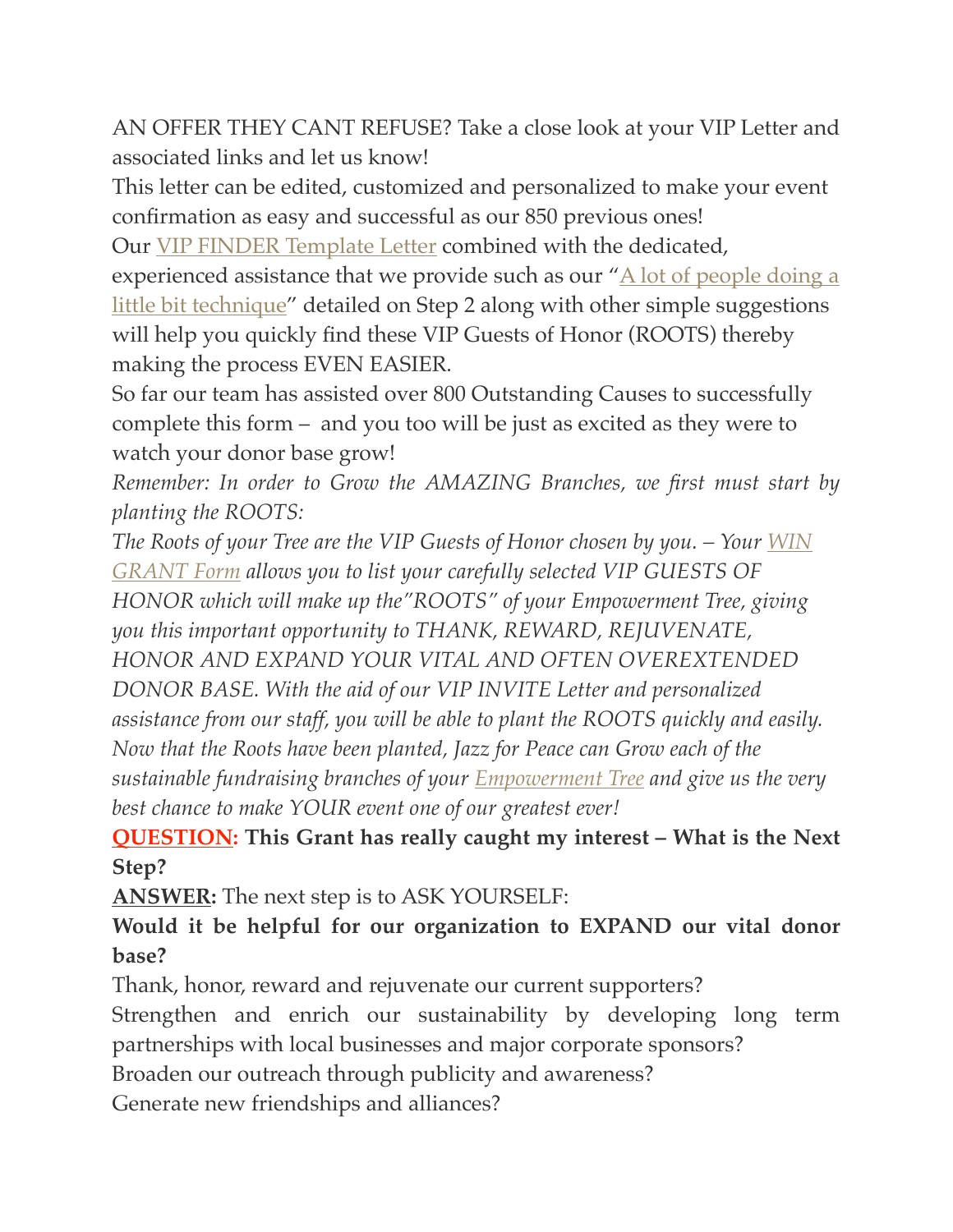AN OFFER THEY CANT REFUSE? Take a close look at your VIP Letter and associated links and let us know!

This letter can be edited, customized and personalized to make your event confirmation as easy and successful as our 850 previous ones!

Our VIP FINDER Template Letter combined with the dedicated, experienced assistance that we provide such as our "A lot of people doing a little bit technique" detailed on Step 2 along with other simple suggestions will help you quickly find these VIP Guests of Honor (ROOTS) thereby making the process EVEN EASIER.

So far our team has assisted over 800 Outstanding Causes to successfully complete this form – and you too will be just as excited as they were to watch your donor base grow!

*Remember: In order to Grow the AMAZING Branches, we first must start by planting the ROOTS:*

*The Roots of your Tree are the VIP Guests of Honor chosen by you. – Your WIN GRANT Form allows you to list your carefully selected VIP GUESTS OF HONOR which will make up the"ROOTS" of your Empowerment Tree, giving you this important opportunity to THANK, REWARD, REJUVENATE, HONOR AND EXPAND YOUR VITAL AND OFTEN OVEREXTENDED DONOR BASE. With the aid of our VIP INVITE Letter and personalized assistance from our staff, you will be able to plant the ROOTS quickly and easily. Now that the Roots have been planted, Jazz for Peace can Grow each of the sustainable fundraising branches of your Empowerment Tree and give us the very best chance to make YOUR event one of our greatest ever!*

**QUESTION: This Grant has really caught my interest – What is the Next Step?**

**ANSWER:** The next step is to ASK YOURSELF:

**Would it be helpful for our organization to EXPAND our vital donor base?**

Thank, honor, reward and rejuvenate our current supporters?

Strengthen and enrich our sustainability by developing long term partnerships with local businesses and major corporate sponsors?

Broaden our outreach through publicity and awareness?

Generate new friendships and alliances?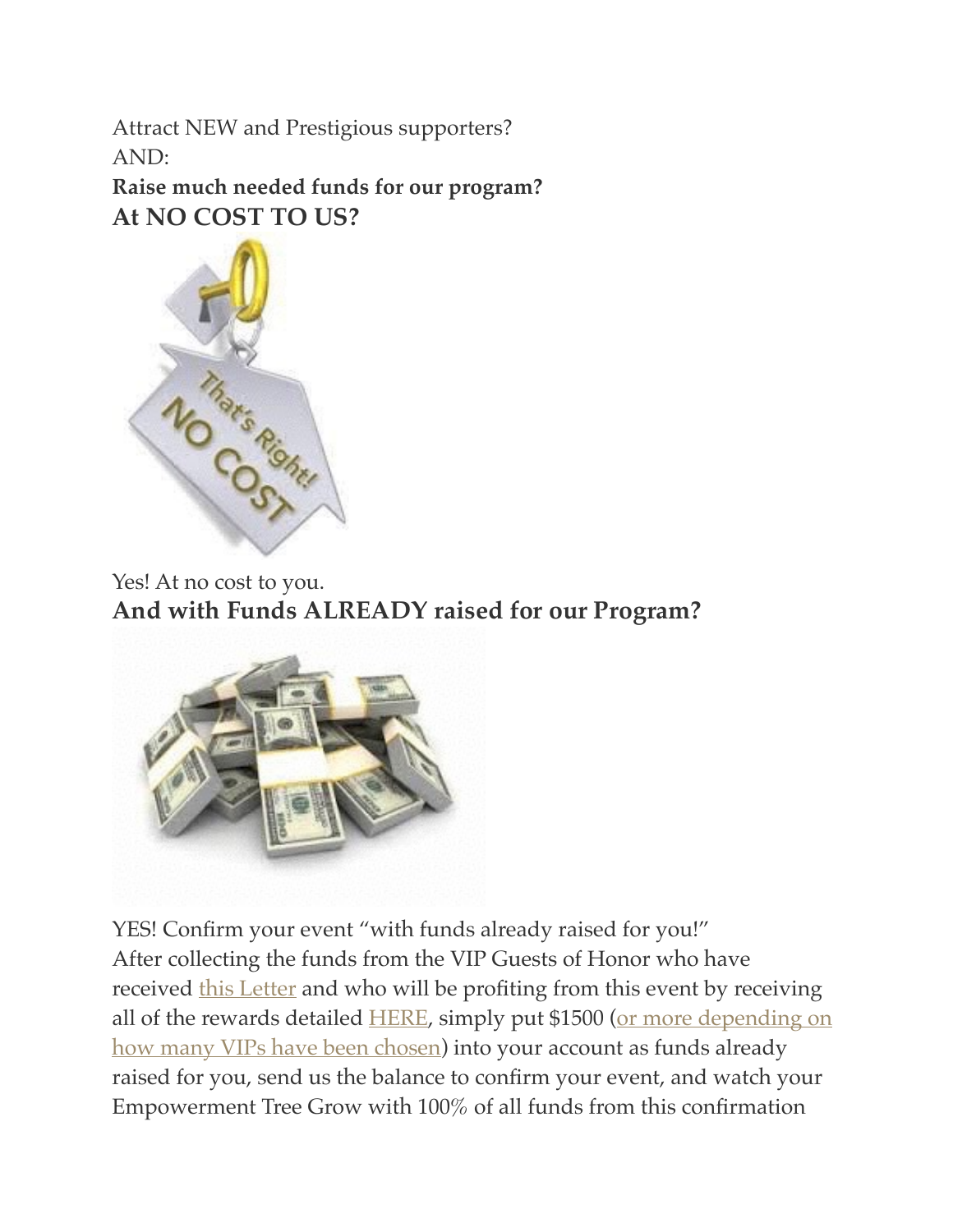Attract NEW and Prestigious supporters?
AND:
**Raise much needed funds for our program?**
**At NO COST TO US?**

Yes! At no cost to you.
**And with Funds ALREADY raised for our Program?**

YES! Confirm your event "with funds already raised for you!"
After collecting the funds from the VIP Guests of Honor who have received this Letter and who will be profiting from this event by receiving all of the rewards detailed HERE, simply put $1500 (or more depending on how many VIPs have been chosen) into your account as funds already raised for you, send us the balance to confirm your event, and watch your Empowerment Tree Grow with 100% of all funds from this confirmation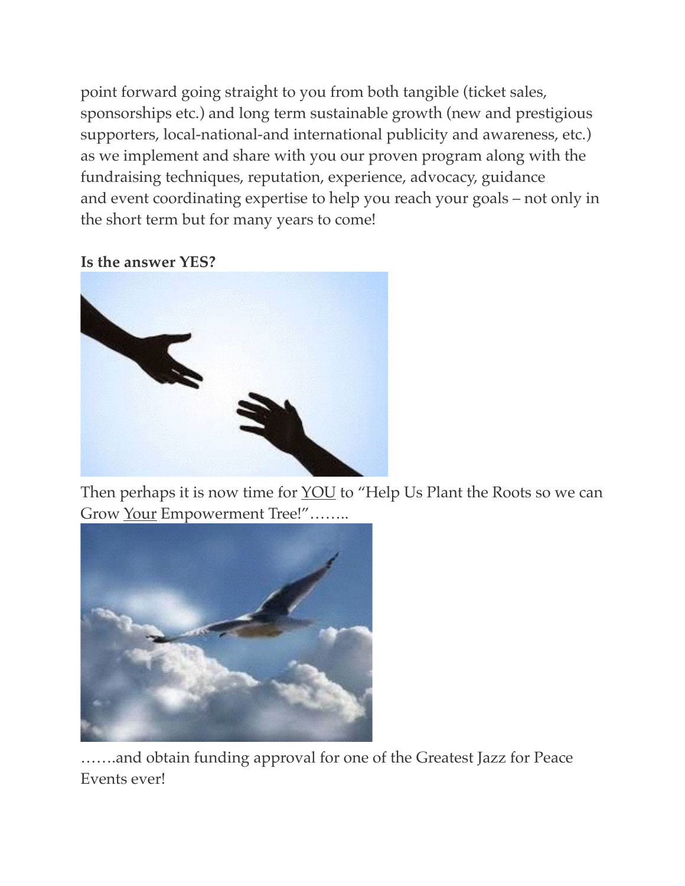point forward going straight to you from both tangible (ticket sales, sponsorships etc.) and long term sustainable growth (new and prestigious supporters, local-national-and international publicity and awareness, etc.) as we implement and share with you our proven program along with the fundraising techniques, reputation, experience, advocacy, guidance and event coordinating expertise to help you reach your goals – not only in the short term but for many years to come!

**Is the answer YES?**

Then perhaps it is now time for YOU to "Help Us Plant the Roots so we can Grow Your Empowerment Tree!"……..

…….and obtain funding approval for one of the Greatest Jazz for Peace Events ever!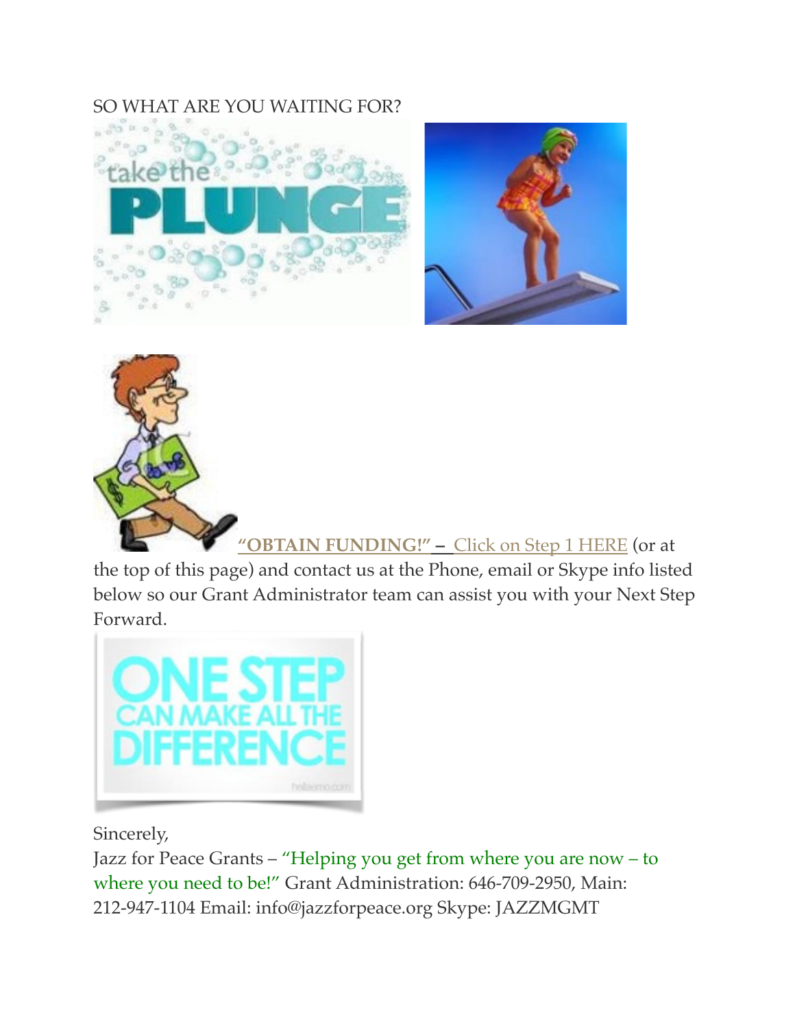SO WHAT ARE YOU WAITING FOR?

**"OBTAIN FUNDING!"** – Click on Step 1 HERE (or at the top of this page) and contact us at the Phone, email or Skype info listed below so our Grant Administrator team can assist you with your Next Step Forward.

Sincerely,
Jazz for Peace Grants – "Helping you get from where you are now – to where you need to be!" Grant Administration: 646-709-2950, Main: 212-947-1104 Email: info@jazzforpeace.org Skype: JAZZMGMT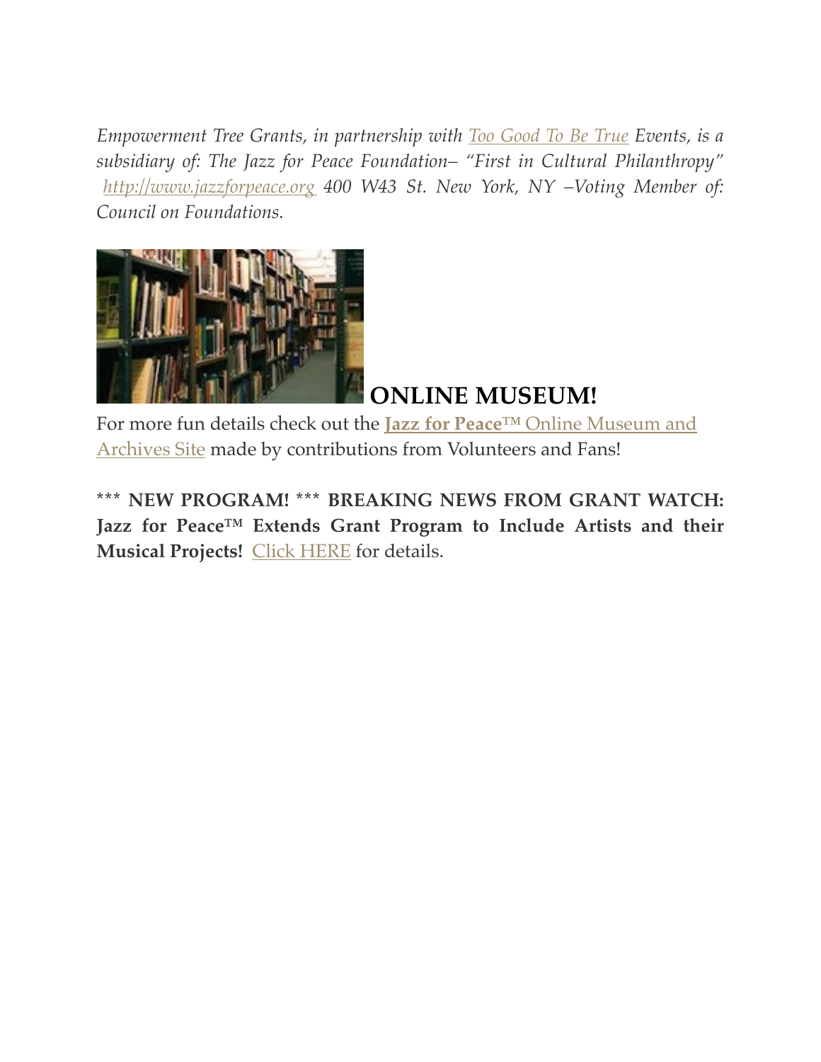*Empowerment Tree Grants, in partnership with Too Good To Be True Events, is a subsidiary of: The Jazz for Peace Foundation– "First in Cultural Philanthropy" http://www.jazzforpeace.org 400 W43 St. New York, NY –Voting Member of: Council on Foundations.*

**ONLINE MUSEUM!**

For more fun details check out the **Jazz for Peace**™ Online Museum and Archives Site made by contributions from Volunteers and Fans!

**\*\*\* NEW PROGRAM! \*\*\* BREAKING NEWS FROM GRANT WATCH: Jazz for Peace™ Extends Grant Program to Include Artists and their Musical Projects!** Click HERE for details.